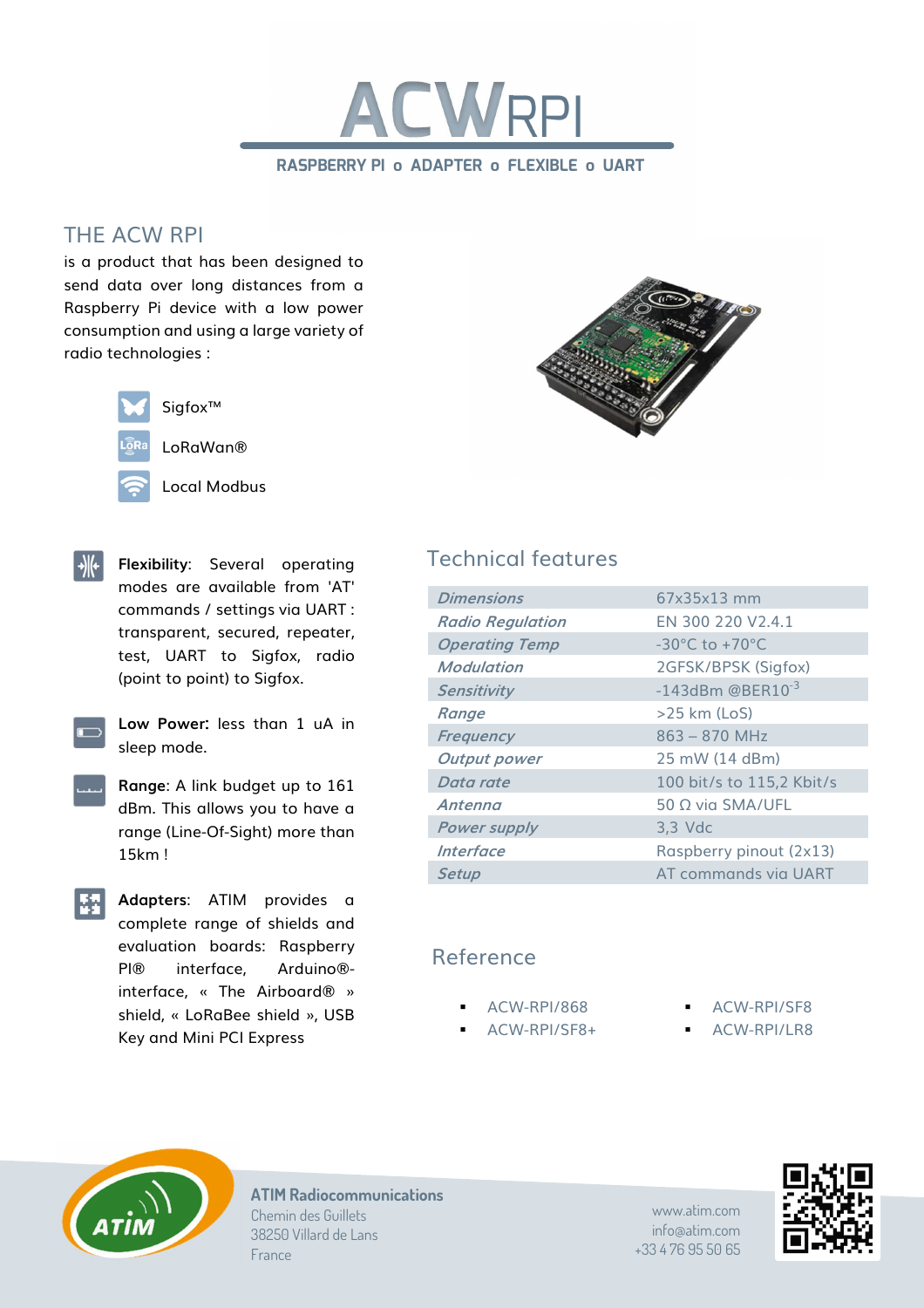# ACWRPI

RASPBERRY PI o ADAPTER o FLEXIBLE o UART

## THE ACW RPI

is a product that has been designed to send data over long distances from a Raspberry Pi device with a low power consumption and using a large variety of radio technologies :

- Sigfox™
- LoRaWan®
- Local Modbus

**Flexibility**: Several operating modes are available from 'AT' commands / settings via UART : transparent, secured, repeater, test, UART to Sigfox, radio (point to point) to Sigfox.

**Low Power:** less than 1 uA in sleep mode.

**Range**: A link budget up to 161 dBm. This allows you to have a range (Line-Of-Sight) more than 15km !

**Adapters**: ATIM provides a complete range of shields and evaluation boards: Raspberry PI® interface, Arduino®-interface, « The Airboard® » shield, « LoRaBee shield », USB Key and Mini PCI Express

## Technical features

| | |
|---|---|
| *Dimensions* | 67x35x13 mm |
| *Radio Regulation* | EN 300 220 V2.4.1 |
| *Operating Temp* | -30°C to +70°C |
| *Modulation* | 2GFSK/BPSK (Sigfox) |
| *Sensitivity* | -143dBm @BER$10^{-3}$ |
| *Range* | >25 km (LoS) |
| *Frequency* | 863 – 870 MHz |
| *Output power* | 25 mW (14 dBm) |
| *Data rate* | 100 bit/s to 115,2 Kbit/s |
| *Antenna* | 50 Ω via SMA/UFL |
| *Power supply* | 3,3 Vdc |
| *Interface* | Raspberry pinout (2x13) |
| *Setup* | AT commands via UART |

## Reference

- ACW-RPI/868
- ACW-RPI/SF8+
- ACW-RPI/SF8
- ACW-RPI/LR8

**ATIM Radiocommunications**
Chemin des Guillets
38250 Villard de Lans
France

www.atim.com
info@atim.com
+33 4 76 95 50 65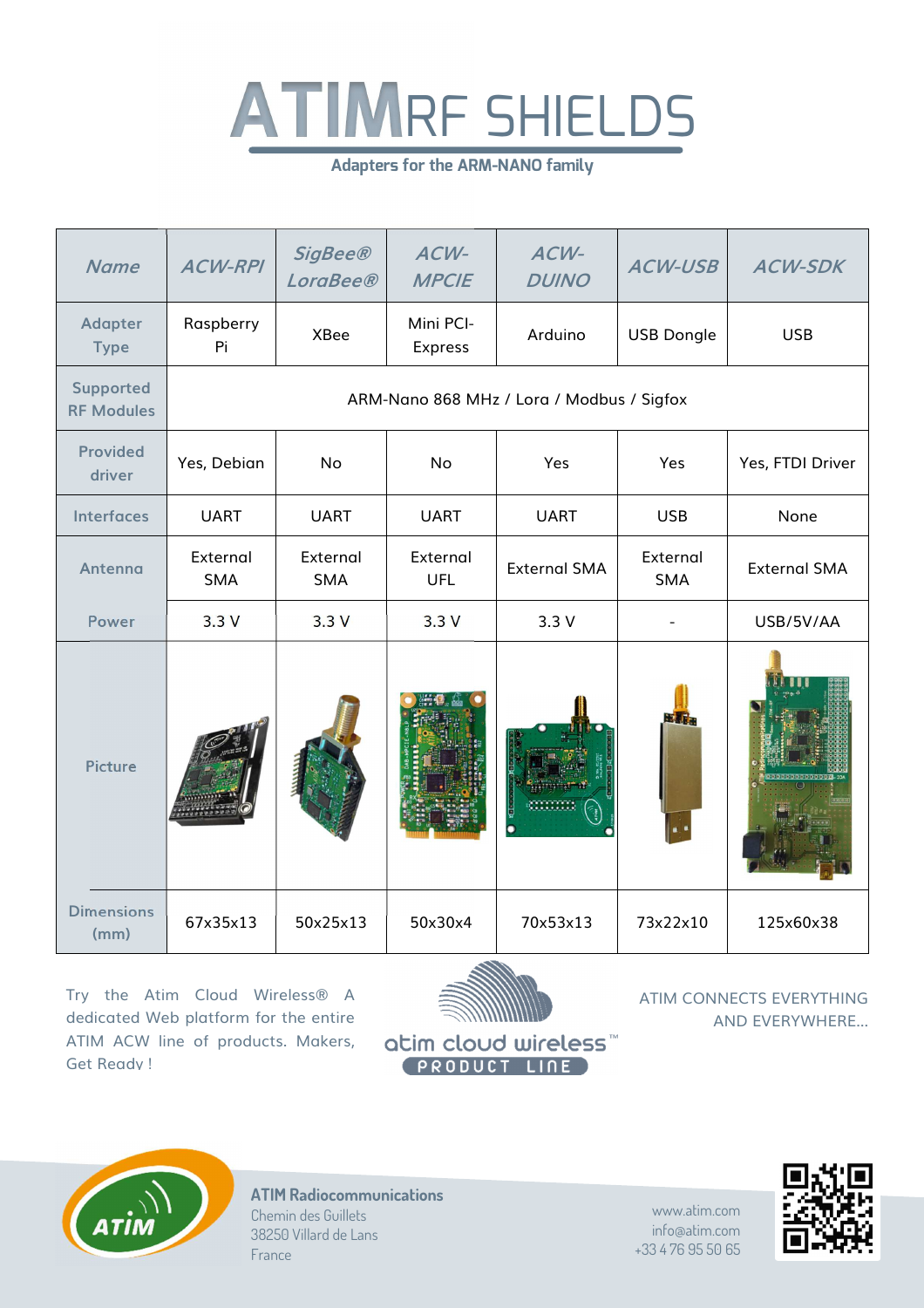# ATIM RF SHIELDS

**Adapters for the ARM-NANO family**

| *Name* | *ACW-RPI* | *SigBee® LoraBee®* | *ACW-MPCIE* | *ACW-DUINO* | *ACW-USB* | *ACW-SDK* |
|---|---|---|---|---|---|---|
| Adapter Type | Raspberry Pi | XBee | Mini PCI-Express | Arduino | USB Dongle | USB |
| Supported RF Modules | ARM-Nano 868 MHz / Lora / Modbus / Sigfox | | | | | |
| Provided driver | Yes, Debian | No | No | Yes | Yes | Yes, FTDI Driver |
| Interfaces | UART | UART | UART | UART | USB | None |
| Antenna | External SMA | External SMA | External UFL | External SMA | External SMA | External SMA |
| Power | 3.3 V | 3.3 V | 3.3 V | 3.3 V | - | USB/5V/AA |
| Picture | | | | | | |
| Dimensions (mm) | 67x35x13 | 50x25x13 | 50x30x4 | 70x53x13 | 73x22x10 | 125x60x38 |

Try the Atim Cloud Wireless® A dedicated Web platform for the entire ATIM ACW line of products. Makers, Get Ready !

atim cloud wireless™ PRODUCT LINE

ATIM CONNECTS EVERYTHING AND EVERYWHERE…

**ATIM Radiocommunications**
Chemin des Guillets
38250 Villard de Lans
France

www.atim.com
info@atim.com
+33 4 76 95 50 65